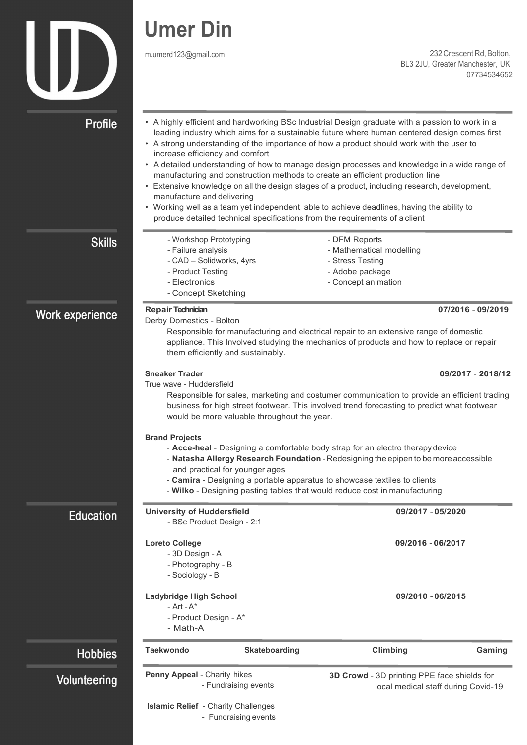# Umer Din

m.umerd123@gmail.com

232 Crescent Rd, Bolton,
BL3 2JU, Greater Manchester, UK
07734534652

## Profile

- A highly efficient and hardworking BSc Industrial Design graduate with a passion to work in a leading industry which aims for a sustainable future where human centered design comes first
- A strong understanding of the importance of how a product should work with the user to increase efficiency and comfort
- A detailed understanding of how to manage design processes and knowledge in a wide range of manufacturing and construction methods to create an efficient production line
- Extensive knowledge on all the design stages of a product, including research, development, manufacture and delivering
- Working well as a team yet independent, able to achieve deadlines, having the ability to produce detailed technical specifications from the requirements of a client

## Skills

- Workshop Prototyping
- Failure analysis
- CAD – Solidworks, 4yrs
- Product Testing
- Electronics
- Concept Sketching
- DFM Reports
- Mathematical modelling
- Stress Testing
- Adobe package
- Concept animation

## Work experience

**Repair Technician** **07/2016 - 09/2019**
Derby Domestics - Bolton

Responsible for manufacturing and electrical repair to an extensive range of domestic appliance. This Involved studying the mechanics of products and how to replace or repair them efficiently and sustainably.

**Sneaker Trader** **09/2017 - 2018/12**
True wave - Huddersfield

Responsible for sales, marketing and costumer communication to provide an efficient trading business for high street footwear. This involved trend forecasting to predict what footwear would be more valuable throughout the year.

**Brand Projects**

- **Acce-heal** - Designing a comfortable body strap for an electro therapy device
- **Natasha Allergy Research Foundation** - Redesigning the epipen to be more accessible and practical for younger ages
- **Camira** - Designing a portable apparatus to showcase textiles to clients
- **Wilko** - Designing pasting tables that would reduce cost in manufacturing

## Education

**University of Huddersfield** **09/2017 - 05/2020**
- BSc Product Design - 2:1

**Loreto College** **09/2016 - 06/2017**
- 3D Design - A
- Photography - B
- Sociology - B

**Ladybridge High School** **09/2010 - 06/2015**
- Art - A*
- Product Design - A*
- Math-A

## Hobbies

**Taekwondo** | **Skateboarding** | **Climbing** | **Gaming**

## Volunteering

**Penny Appeal** - Charity hikes
- Fundraising events

**Islamic Relief** - Charity Challenges
- Fundraising events

**3D Crowd** - 3D printing PPE face shields for local medical staff during Covid-19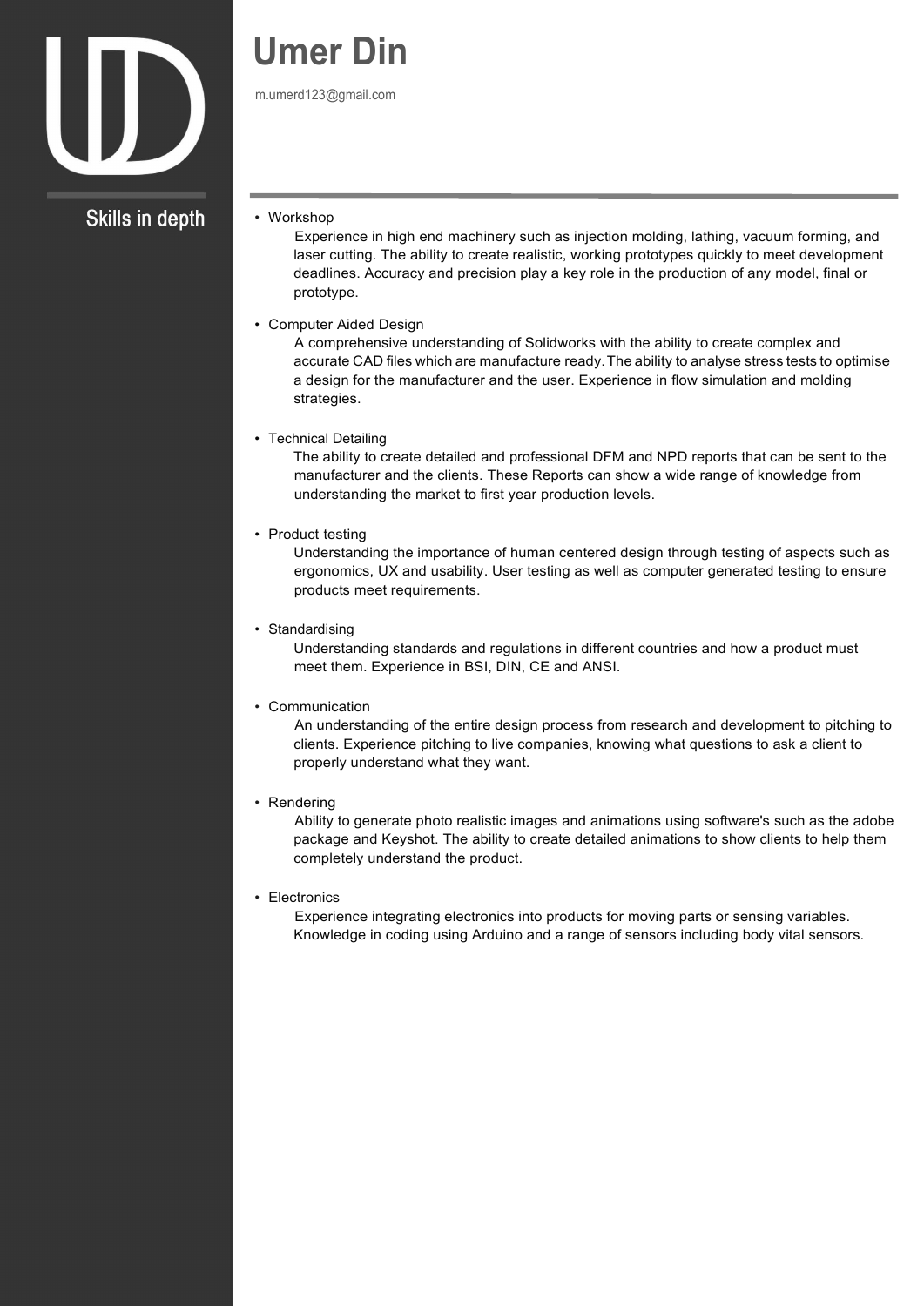# Umer Din

m.umerd123@gmail.com

## Skills in depth

- Workshop

  Experience in high end machinery such as injection molding, lathing, vacuum forming, and laser cutting. The ability to create realistic, working prototypes quickly to meet development deadlines. Accuracy and precision play a key role in the production of any model, final or prototype.

- Computer Aided Design

  A comprehensive understanding of Solidworks with the ability to create complex and accurate CAD files which are manufacture ready. The ability to analyse stress tests to optimise a design for the manufacturer and the user. Experience in flow simulation and molding strategies.

- Technical Detailing

  The ability to create detailed and professional DFM and NPD reports that can be sent to the manufacturer and the clients. These Reports can show a wide range of knowledge from understanding the market to first year production levels.

- Product testing

  Understanding the importance of human centered design through testing of aspects such as ergonomics, UX and usability. User testing as well as computer generated testing to ensure products meet requirements.

- Standardising

  Understanding standards and regulations in different countries and how a product must meet them. Experience in BSI, DIN, CE and ANSI.

- Communication

  An understanding of the entire design process from research and development to pitching to clients. Experience pitching to live companies, knowing what questions to ask a client to properly understand what they want.

- Rendering

  Ability to generate photo realistic images and animations using software's such as the adobe package and Keyshot. The ability to create detailed animations to show clients to help them completely understand the product.

- Electronics

  Experience integrating electronics into products for moving parts or sensing variables. Knowledge in coding using Arduino and a range of sensors including body vital sensors.